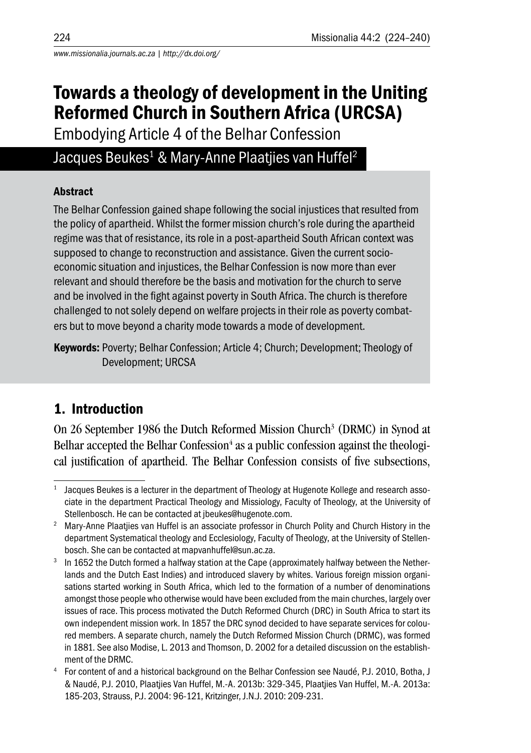# Towards a theology of development in the Uniting Reformed Church in Southern Africa (URCSA)

## Embodying Article 4 of the Belhar Confession

Jacques Beukes[1] & Mary-Anne Plaatjies van Huffel[2]

### Abstract

The Belhar Confession gained shape following the social injustices that resulted from the policy of apartheid. Whilst the former mission church's role during the apartheid regime was that of resistance, its role in a post-apartheid South African context was supposed to change to reconstruction and assistance. Given the current socio-economic situation and injustices, the Belhar Confession is now more than ever relevant and should therefore be the basis and motivation for the church to serve and be involved in the fight against poverty in South Africa. The church is therefore challenged to not solely depend on welfare projects in their role as poverty combaters but to move beyond a charity mode towards a mode of development.

**Keywords:** Poverty; Belhar Confession; Article 4; Church; Development; Theology of Development; URCSA

## 1. Introduction

On 26 September 1986 the Dutch Reformed Mission Church[3] (DRMC) in Synod at Belhar accepted the Belhar Confession[4] as a public confession against the theological justification of apartheid. The Belhar Confession consists of five subsections,

---

[1] Jacques Beukes is a lecturer in the department of Theology at Hugenote Kollege and research associate in the department Practical Theology and Missiology, Faculty of Theology, at the University of Stellenbosch. He can be contacted at jbeukes@hugenote.com.

[2] Mary-Anne Plaatjies van Huffel is an associate professor in Church Polity and Church History in the department Systematical theology and Ecclesiology, Faculty of Theology, at the University of Stellenbosch. She can be contacted at mapvanhuffel@sun.ac.za.

[3] In 1652 the Dutch formed a halfway station at the Cape (approximately halfway between the Netherlands and the Dutch East Indies) and introduced slavery by whites. Various foreign mission organisations started working in South Africa, which led to the formation of a number of denominations amongst those people who otherwise would have been excluded from the main churches, largely over issues of race. This process motivated the Dutch Reformed Church (DRC) in South Africa to start its own independent mission work. In 1857 the DRC synod decided to have separate services for coloured members. A separate church, namely the Dutch Reformed Mission Church (DRMC), was formed in 1881. See also Modise, L. 2013 and Thomson, D. 2002 for a detailed discussion on the establishment of the DRMC.

[4] For content of and a historical background on the Belhar Confession see Naudé, P.J. 2010, Botha, J & Naudé, P.J. 2010, Plaatjies Van Huffel, M.-A. 2013b: 329-345, Plaatjies Van Huffel, M.-A. 2013a: 185-203, Strauss, P.J. 2004: 96-121, Kritzinger, J.N.J. 2010: 209-231.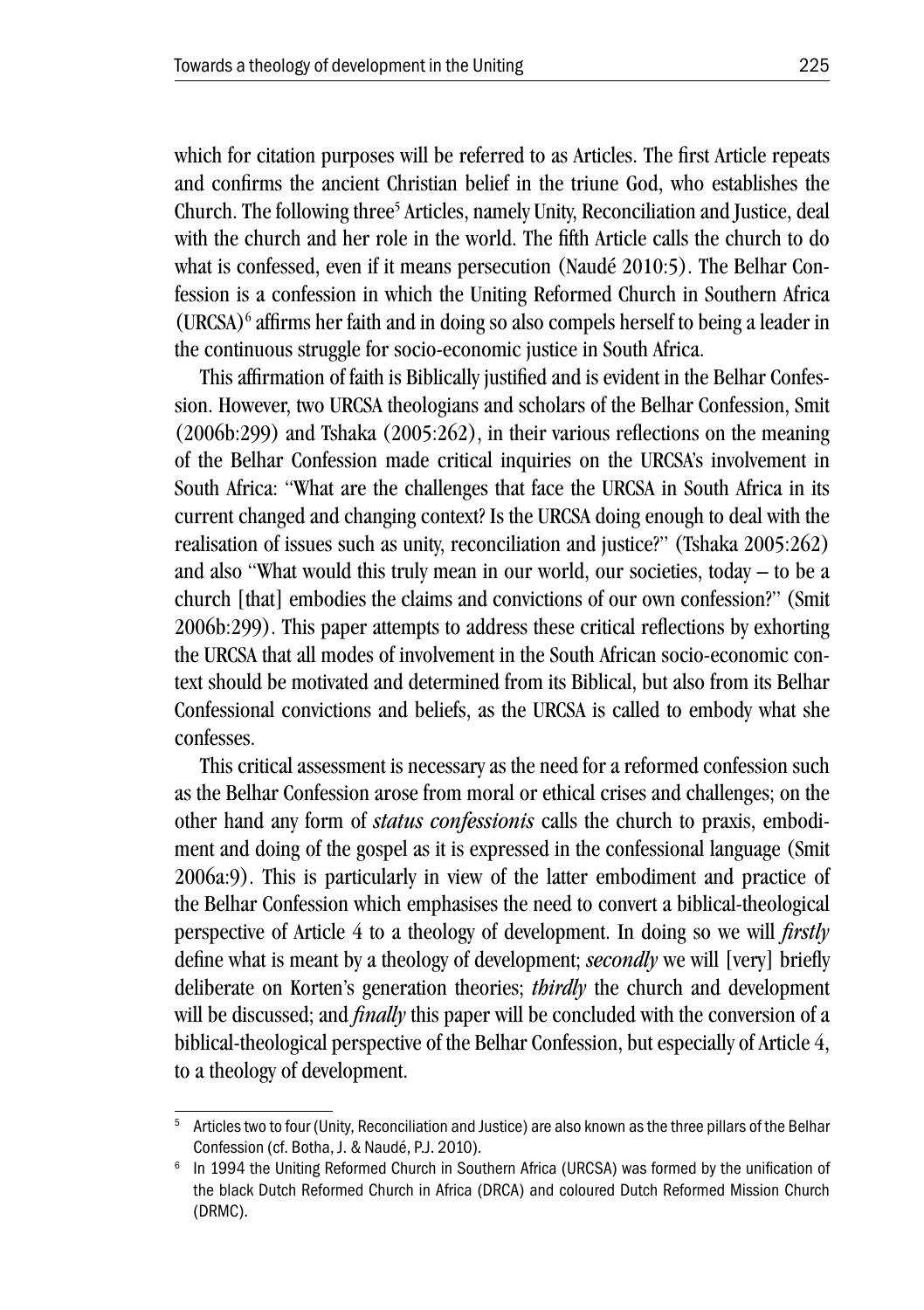which for citation purposes will be referred to as Articles. The first Article repeats and confirms the ancient Christian belief in the triune God, who establishes the Church. The following three[5] Articles, namely Unity, Reconciliation and Justice, deal with the church and her role in the world. The fifth Article calls the church to do what is confessed, even if it means persecution (Naudé 2010:5). The Belhar Confession is a confession in which the Uniting Reformed Church in Southern Africa (URCSA)[6] affirms her faith and in doing so also compels herself to being a leader in the continuous struggle for socio-economic justice in South Africa.

This affirmation of faith is Biblically justified and is evident in the Belhar Confession. However, two URCSA theologians and scholars of the Belhar Confession, Smit (2006b:299) and Tshaka (2005:262), in their various reflections on the meaning of the Belhar Confession made critical inquiries on the URCSA's involvement in South Africa: "What are the challenges that face the URCSA in South Africa in its current changed and changing context? Is the URCSA doing enough to deal with the realisation of issues such as unity, reconciliation and justice?" (Tshaka 2005:262) and also "What would this truly mean in our world, our societies, today – to be a church [that] embodies the claims and convictions of our own confession?" (Smit 2006b:299). This paper attempts to address these critical reflections by exhorting the URCSA that all modes of involvement in the South African socio-economic context should be motivated and determined from its Biblical, but also from its Belhar Confessional convictions and beliefs, as the URCSA is called to embody what she confesses.

This critical assessment is necessary as the need for a reformed confession such as the Belhar Confession arose from moral or ethical crises and challenges; on the other hand any form of *status confessionis* calls the church to praxis, embodiment and doing of the gospel as it is expressed in the confessional language (Smit 2006a:9). This is particularly in view of the latter embodiment and practice of the Belhar Confession which emphasises the need to convert a biblical-theological perspective of Article 4 to a theology of development. In doing so we will ***firstly*** define what is meant by a theology of development; ***secondly*** we will [very] briefly deliberate on Korten's generation theories; ***thirdly*** the church and development will be discussed; and ***finally*** this paper will be concluded with the conversion of a biblical-theological perspective of the Belhar Confession, but especially of Article 4, to a theology of development.

---

[5] Articles two to four (Unity, Reconciliation and Justice) are also known as the three pillars of the Belhar Confession (cf. Botha, J. & Naudé, P.J. 2010).

[6] In 1994 the Uniting Reformed Church in Southern Africa (URCSA) was formed by the unification of the black Dutch Reformed Church in Africa (DRCA) and coloured Dutch Reformed Mission Church (DRMC).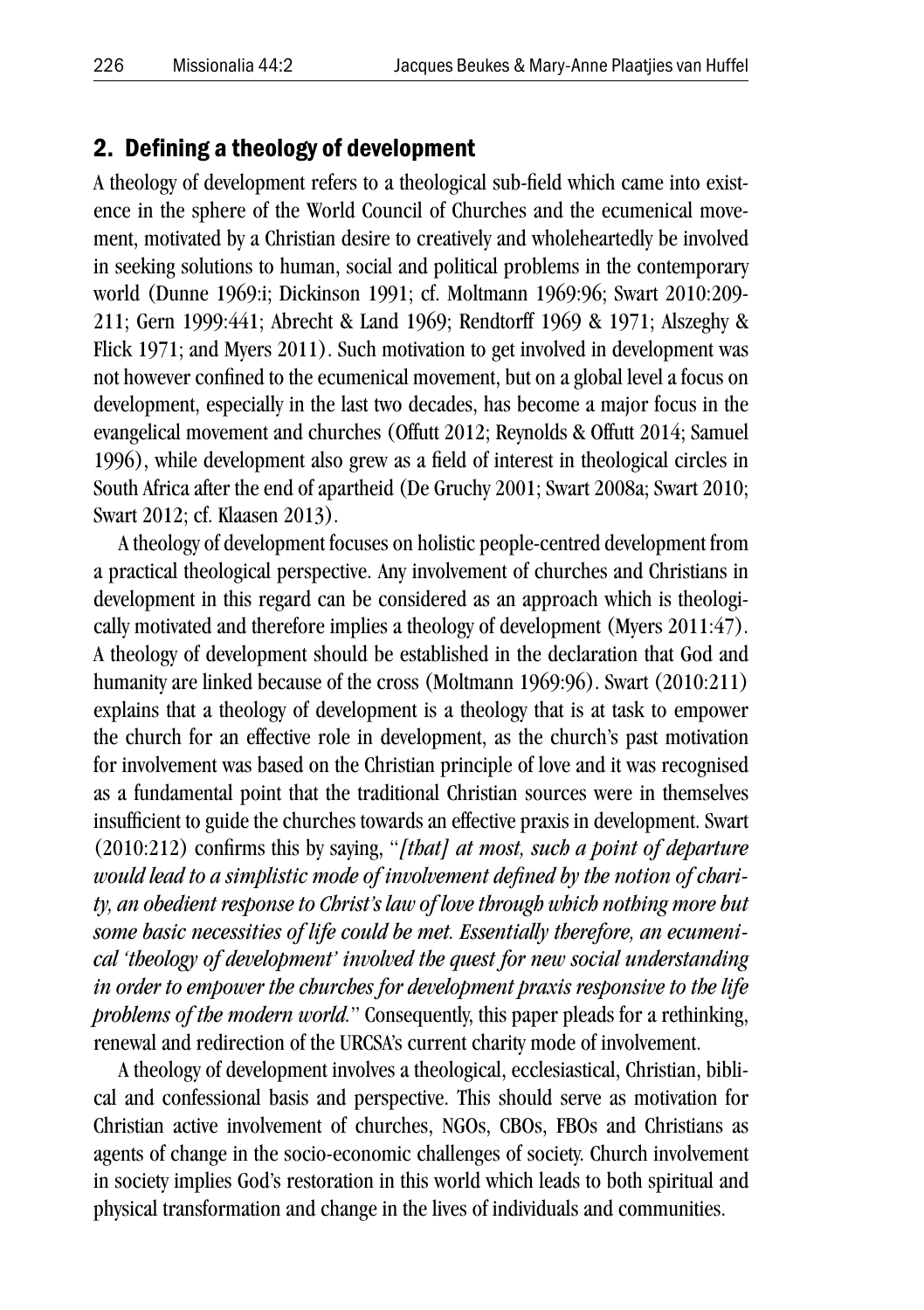## 2. Defining a theology of development

A theology of development refers to a theological sub-field which came into existence in the sphere of the World Council of Churches and the ecumenical movement, motivated by a Christian desire to creatively and wholeheartedly be involved in seeking solutions to human, social and political problems in the contemporary world (Dunne 1969:i; Dickinson 1991; cf. Moltmann 1969:96; Swart 2010:209-211; Gern 1999:441; Abrecht & Land 1969; Rendtorff 1969 & 1971; Alszeghy & Flick 1971; and Myers 2011). Such motivation to get involved in development was not however confined to the ecumenical movement, but on a global level a focus on development, especially in the last two decades, has become a major focus in the evangelical movement and churches (Offutt 2012; Reynolds & Offutt 2014; Samuel 1996), while development also grew as a field of interest in theological circles in South Africa after the end of apartheid (De Gruchy 2001; Swart 2008a; Swart 2010; Swart 2012; cf. Klaasen 2013).

A theology of development focuses on holistic people-centred development from a practical theological perspective. Any involvement of churches and Christians in development in this regard can be considered as an approach which is theologically motivated and therefore implies a theology of development (Myers 2011:47). A theology of development should be established in the declaration that God and humanity are linked because of the cross (Moltmann 1969:96). Swart (2010:211) explains that a theology of development is a theology that is at task to empower the church for an effective role in development, as the church's past motivation for involvement was based on the Christian principle of love and it was recognised as a fundamental point that the traditional Christian sources were in themselves insufficient to guide the churches towards an effective praxis in development. Swart (2010:212) confirms this by saying, "*[that] at most, such a point of departure would lead to a simplistic mode of involvement defined by the notion of charity, an obedient response to Christ's law of love through which nothing more but some basic necessities of life could be met. Essentially therefore, an ecumenical 'theology of development' involved the quest for new social understanding in order to empower the churches for development praxis responsive to the life problems of the modern world.*" Consequently, this paper pleads for a rethinking, renewal and redirection of the URCSA's current charity mode of involvement.

A theology of development involves a theological, ecclesiastical, Christian, biblical and confessional basis and perspective. This should serve as motivation for Christian active involvement of churches, NGOs, CBOs, FBOs and Christians as agents of change in the socio-economic challenges of society. Church involvement in society implies God's restoration in this world which leads to both spiritual and physical transformation and change in the lives of individuals and communities.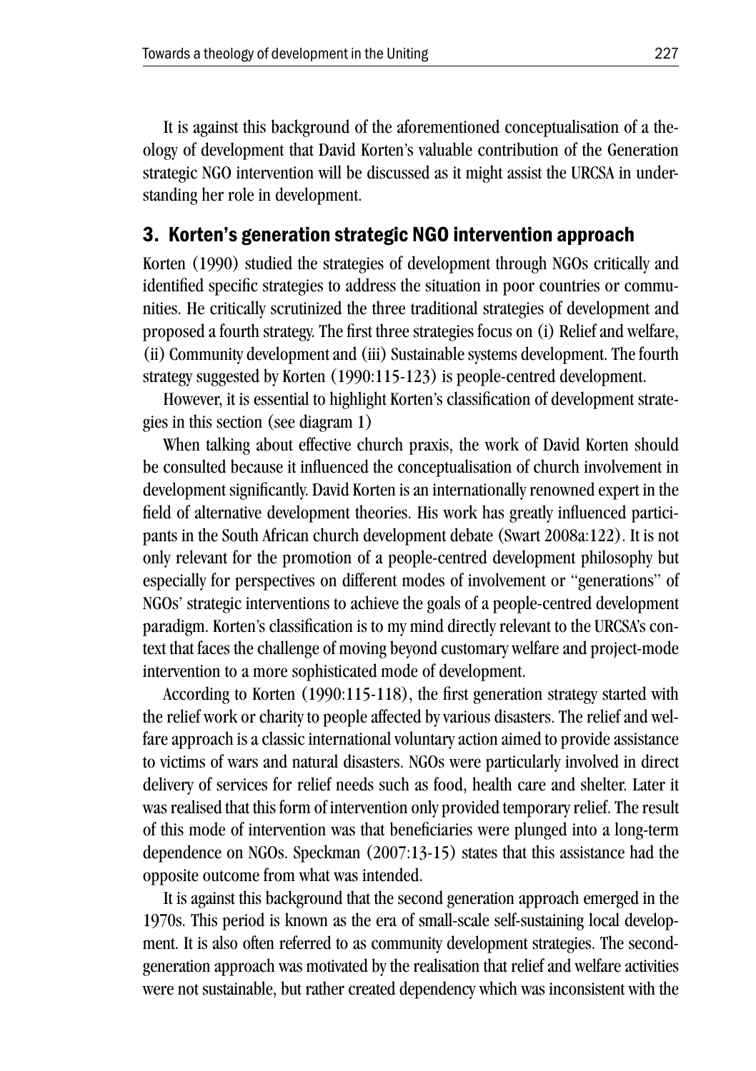It is against this background of the aforementioned conceptualisation of a theology of development that David Korten's valuable contribution of the Generation strategic NGO intervention will be discussed as it might assist the URCSA in understanding her role in development.

## 3. Korten's generation strategic NGO intervention approach

Korten (1990) studied the strategies of development through NGOs critically and identified specific strategies to address the situation in poor countries or communities. He critically scrutinized the three traditional strategies of development and proposed a fourth strategy. The first three strategies focus on (i) Relief and welfare, (ii) Community development and (iii) Sustainable systems development. The fourth strategy suggested by Korten (1990:115-123) is people-centred development.

However, it is essential to highlight Korten's classification of development strategies in this section (see diagram 1)

When talking about effective church praxis, the work of David Korten should be consulted because it influenced the conceptualisation of church involvement in development significantly. David Korten is an internationally renowned expert in the field of alternative development theories. His work has greatly influenced participants in the South African church development debate (Swart 2008a:122). It is not only relevant for the promotion of a people-centred development philosophy but especially for perspectives on different modes of involvement or "generations" of NGOs' strategic interventions to achieve the goals of a people-centred development paradigm. Korten's classification is to my mind directly relevant to the URCSA's context that faces the challenge of moving beyond customary welfare and project-mode intervention to a more sophisticated mode of development.

According to Korten (1990:115-118), the first generation strategy started with the relief work or charity to people affected by various disasters. The relief and welfare approach is a classic international voluntary action aimed to provide assistance to victims of wars and natural disasters. NGOs were particularly involved in direct delivery of services for relief needs such as food, health care and shelter. Later it was realised that this form of intervention only provided temporary relief. The result of this mode of intervention was that beneficiaries were plunged into a long-term dependence on NGOs. Speckman (2007:13-15) states that this assistance had the opposite outcome from what was intended.

It is against this background that the second generation approach emerged in the 1970s. This period is known as the era of small-scale self-sustaining local development. It is also often referred to as community development strategies. The second-generation approach was motivated by the realisation that relief and welfare activities were not sustainable, but rather created dependency which was inconsistent with the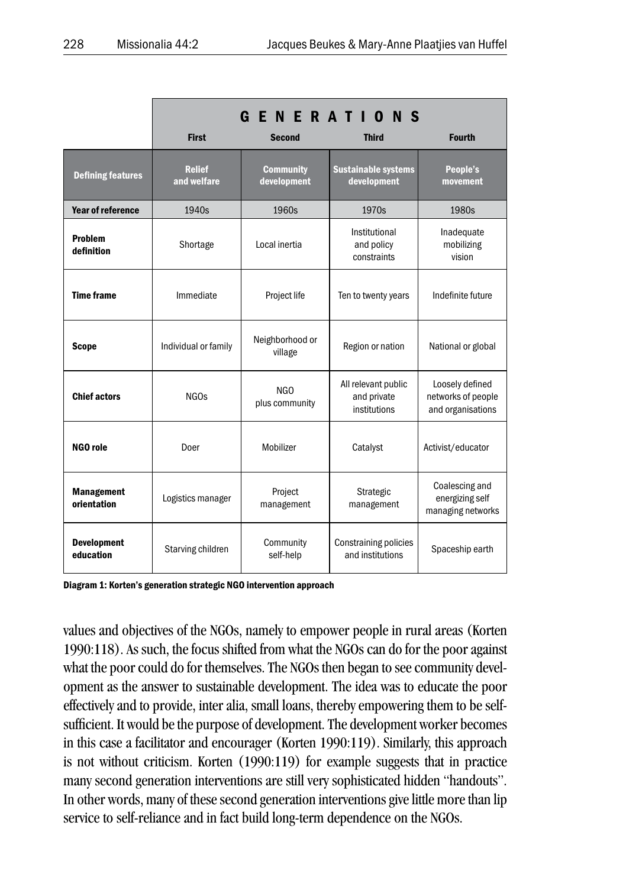| | GENERATIONS | | | |
|---|---|---|---|---|
| | **First** | **Second** | **Third** | **Fourth** |
| **Defining features** | **Relief and welfare** | **Community development** | **Sustainable systems development** | **People's movement** |
| **Year of reference** | 1940s | 1960s | 1970s | 1980s |
| **Problem definition** | Shortage | Local inertia | Institutional and policy constraints | Inadequate mobilizing vision |
| **Time frame** | Immediate | Project life | Ten to twenty years | Indefinite future |
| **Scope** | Individual or family | Neighborhood or village | Region or nation | National or global |
| **Chief actors** | NGOs | NGO plus community | All relevant public and private institutions | Loosely defined networks of people and organisations |
| **NGO role** | Doer | Mobilizer | Catalyst | Activist/educator |
| **Management orientation** | Logistics manager | Project management | Strategic management | Coalescing and energizing self managing networks |
| **Development education** | Starving children | Community self-help | Constraining policies and institutions | Spaceship earth |

**Diagram 1: Korten's generation strategic NGO intervention approach**

values and objectives of the NGOs, namely to empower people in rural areas (Korten 1990:118). As such, the focus shifted from what the NGOs can do for the poor against what the poor could do for themselves. The NGOs then began to see community development as the answer to sustainable development. The idea was to educate the poor effectively and to provide, inter alia, small loans, thereby empowering them to be self-sufficient. It would be the purpose of development. The development worker becomes in this case a facilitator and encourager (Korten 1990:119). Similarly, this approach is not without criticism. Korten (1990:119) for example suggests that in practice many second generation interventions are still very sophisticated hidden "handouts". In other words, many of these second generation interventions give little more than lip service to self-reliance and in fact build long-term dependence on the NGOs.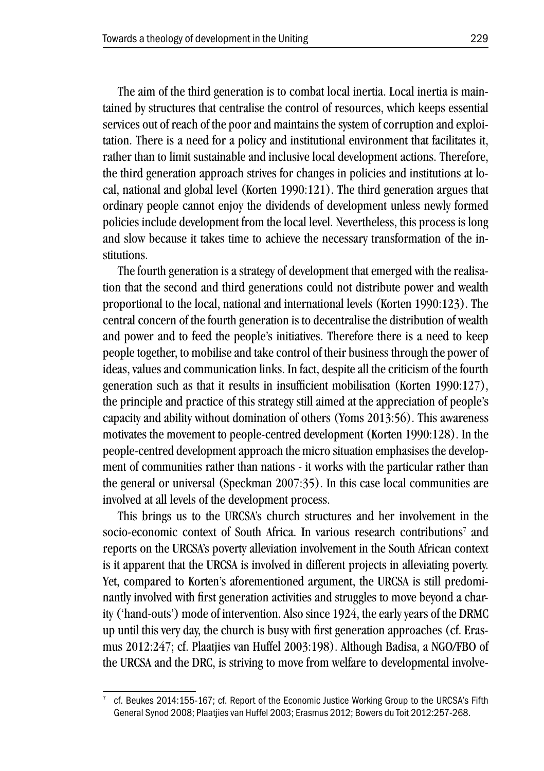The aim of the third generation is to combat local inertia. Local inertia is maintained by structures that centralise the control of resources, which keeps essential services out of reach of the poor and maintains the system of corruption and exploitation. There is a need for a policy and institutional environment that facilitates it, rather than to limit sustainable and inclusive local development actions. Therefore, the third generation approach strives for changes in policies and institutions at local, national and global level (Korten 1990:121). The third generation argues that ordinary people cannot enjoy the dividends of development unless newly formed policies include development from the local level. Nevertheless, this process is long and slow because it takes time to achieve the necessary transformation of the institutions.

The fourth generation is a strategy of development that emerged with the realisation that the second and third generations could not distribute power and wealth proportional to the local, national and international levels (Korten 1990:123). The central concern of the fourth generation is to decentralise the distribution of wealth and power and to feed the people's initiatives. Therefore there is a need to keep people together, to mobilise and take control of their business through the power of ideas, values and communication links. In fact, despite all the criticism of the fourth generation such as that it results in insufficient mobilisation (Korten 1990:127), the principle and practice of this strategy still aimed at the appreciation of people's capacity and ability without domination of others (Yoms 2013:56). This awareness motivates the movement to people-centred development (Korten 1990:128). In the people-centred development approach the micro situation emphasises the development of communities rather than nations - it works with the particular rather than the general or universal (Speckman 2007:35). In this case local communities are involved at all levels of the development process.

This brings us to the URCSA's church structures and her involvement in the socio-economic context of South Africa. In various research contributions[7] and reports on the URCSA's poverty alleviation involvement in the South African context is it apparent that the URCSA is involved in different projects in alleviating poverty. Yet, compared to Korten's aforementioned argument, the URCSA is still predominantly involved with first generation activities and struggles to move beyond a charity ('hand-outs') mode of intervention. Also since 1924, the early years of the DRMC up until this very day, the church is busy with first generation approaches (cf. Erasmus 2012:247; cf. Plaatjies van Huffel 2003:198). Although Badisa, a NGO/FBO of the URCSA and the DRC, is striving to move from welfare to developmental involve-

[7] cf. Beukes 2014:155-167; cf. Report of the Economic Justice Working Group to the URCSA's Fifth General Synod 2008; Plaatjies van Huffel 2003; Erasmus 2012; Bowers du Toit 2012:257-268.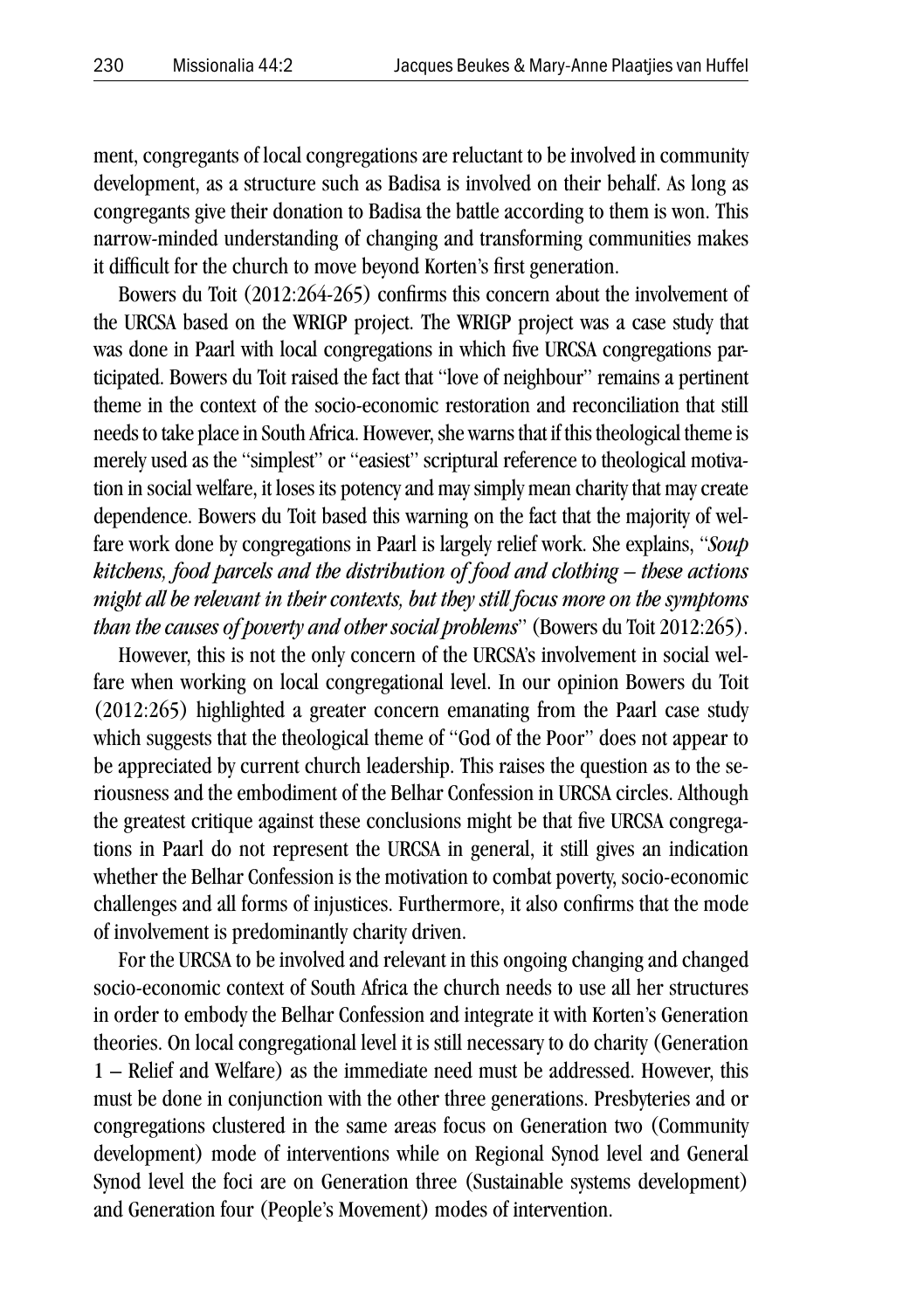ment, congregants of local congregations are reluctant to be involved in community development, as a structure such as Badisa is involved on their behalf. As long as congregants give their donation to Badisa the battle according to them is won. This narrow-minded understanding of changing and transforming communities makes it difficult for the church to move beyond Korten's first generation.

Bowers du Toit (2012:264-265) confirms this concern about the involvement of the URCSA based on the WRIGP project. The WRIGP project was a case study that was done in Paarl with local congregations in which five URCSA congregations participated. Bowers du Toit raised the fact that "love of neighbour" remains a pertinent theme in the context of the socio-economic restoration and reconciliation that still needs to take place in South Africa. However, she warns that if this theological theme is merely used as the "simplest" or "easiest" scriptural reference to theological motivation in social welfare, it loses its potency and may simply mean charity that may create dependence. Bowers du Toit based this warning on the fact that the majority of welfare work done by congregations in Paarl is largely relief work. She explains, "*Soup kitchens, food parcels and the distribution of food and clothing – these actions might all be relevant in their contexts, but they still focus more on the symptoms than the causes of poverty and other social problems*" (Bowers du Toit 2012:265).

However, this is not the only concern of the URCSA's involvement in social welfare when working on local congregational level. In our opinion Bowers du Toit (2012:265) highlighted a greater concern emanating from the Paarl case study which suggests that the theological theme of "God of the Poor" does not appear to be appreciated by current church leadership. This raises the question as to the seriousness and the embodiment of the Belhar Confession in URCSA circles. Although the greatest critique against these conclusions might be that five URCSA congregations in Paarl do not represent the URCSA in general, it still gives an indication whether the Belhar Confession is the motivation to combat poverty, socio-economic challenges and all forms of injustices. Furthermore, it also confirms that the mode of involvement is predominantly charity driven.

For the URCSA to be involved and relevant in this ongoing changing and changed socio-economic context of South Africa the church needs to use all her structures in order to embody the Belhar Confession and integrate it with Korten's Generation theories. On local congregational level it is still necessary to do charity (Generation 1 – Relief and Welfare) as the immediate need must be addressed. However, this must be done in conjunction with the other three generations. Presbyteries and or congregations clustered in the same areas focus on Generation two (Community development) mode of interventions while on Regional Synod level and General Synod level the foci are on Generation three (Sustainable systems development) and Generation four (People's Movement) modes of intervention.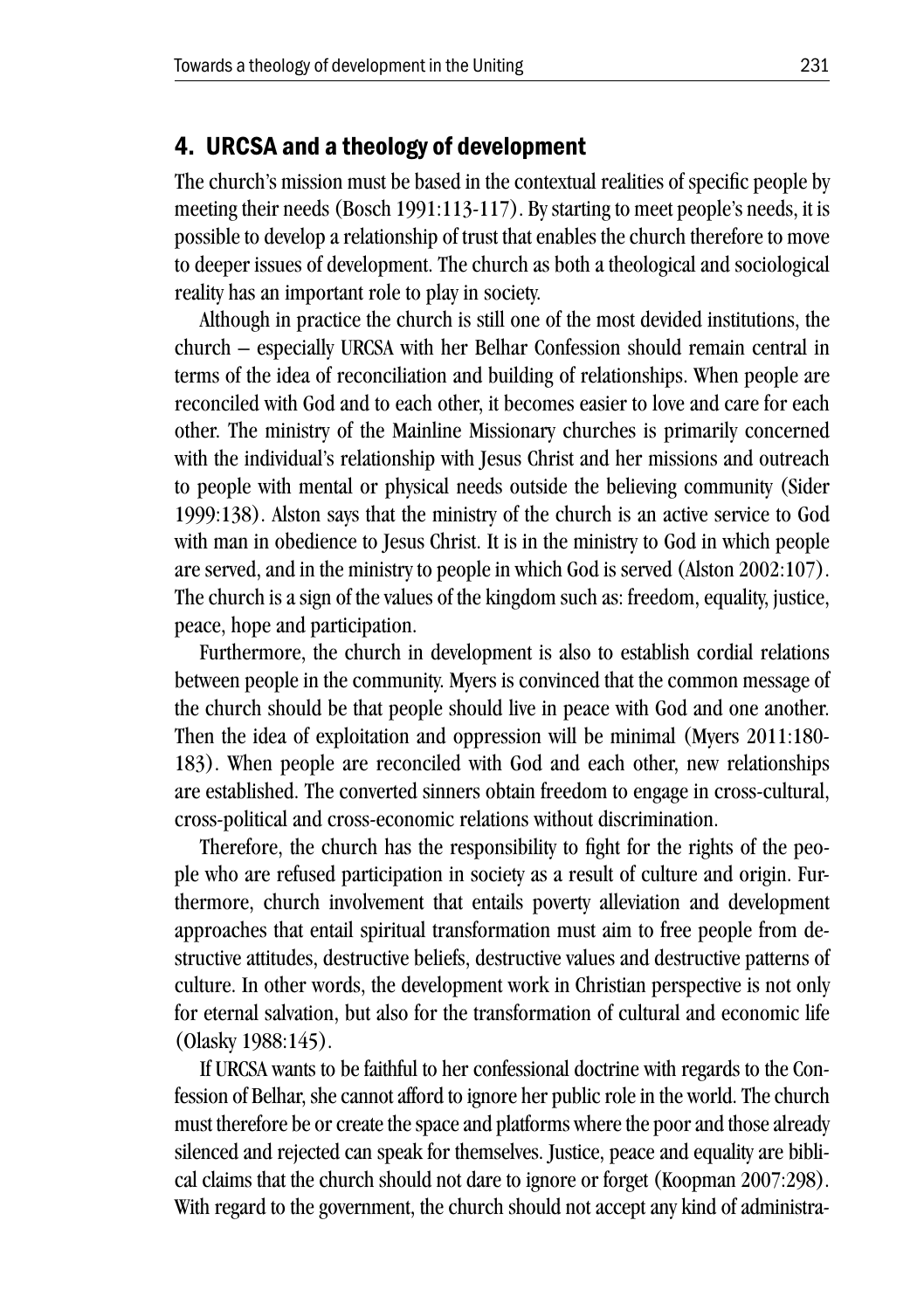## 4. URCSA and a theology of development

The church's mission must be based in the contextual realities of specific people by meeting their needs (Bosch 1991:113-117). By starting to meet people's needs, it is possible to develop a relationship of trust that enables the church therefore to move to deeper issues of development. The church as both a theological and sociological reality has an important role to play in society.

Although in practice the church is still one of the most devided institutions, the church – especially URCSA with her Belhar Confession should remain central in terms of the idea of reconciliation and building of relationships. When people are reconciled with God and to each other, it becomes easier to love and care for each other. The ministry of the Mainline Missionary churches is primarily concerned with the individual's relationship with Jesus Christ and her missions and outreach to people with mental or physical needs outside the believing community (Sider 1999:138). Alston says that the ministry of the church is an active service to God with man in obedience to Jesus Christ. It is in the ministry to God in which people are served, and in the ministry to people in which God is served (Alston 2002:107). The church is a sign of the values of the kingdom such as: freedom, equality, justice, peace, hope and participation.

Furthermore, the church in development is also to establish cordial relations between people in the community. Myers is convinced that the common message of the church should be that people should live in peace with God and one another. Then the idea of exploitation and oppression will be minimal (Myers 2011:180-183). When people are reconciled with God and each other, new relationships are established. The converted sinners obtain freedom to engage in cross-cultural, cross-political and cross-economic relations without discrimination.

Therefore, the church has the responsibility to fight for the rights of the people who are refused participation in society as a result of culture and origin. Furthermore, church involvement that entails poverty alleviation and development approaches that entail spiritual transformation must aim to free people from destructive attitudes, destructive beliefs, destructive values and destructive patterns of culture. In other words, the development work in Christian perspective is not only for eternal salvation, but also for the transformation of cultural and economic life (Olasky 1988:145).

If URCSA wants to be faithful to her confessional doctrine with regards to the Confession of Belhar, she cannot afford to ignore her public role in the world. The church must therefore be or create the space and platforms where the poor and those already silenced and rejected can speak for themselves. Justice, peace and equality are biblical claims that the church should not dare to ignore or forget (Koopman 2007:298). With regard to the government, the church should not accept any kind of administra-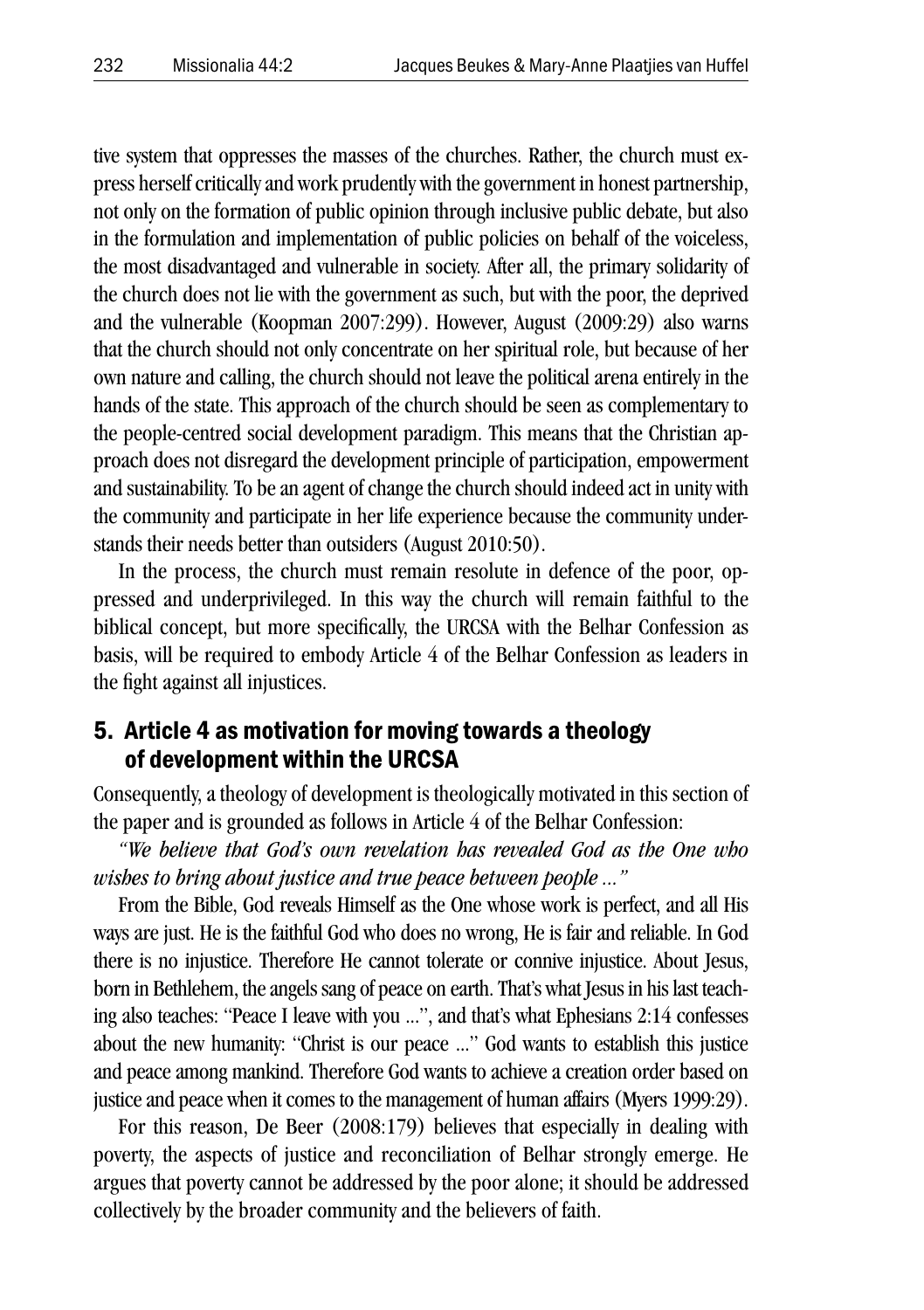tive system that oppresses the masses of the churches. Rather, the church must express herself critically and work prudently with the government in honest partnership, not only on the formation of public opinion through inclusive public debate, but also in the formulation and implementation of public policies on behalf of the voiceless, the most disadvantaged and vulnerable in society. After all, the primary solidarity of the church does not lie with the government as such, but with the poor, the deprived and the vulnerable (Koopman 2007:299). However, August (2009:29) also warns that the church should not only concentrate on her spiritual role, but because of her own nature and calling, the church should not leave the political arena entirely in the hands of the state. This approach of the church should be seen as complementary to the people-centred social development paradigm. This means that the Christian approach does not disregard the development principle of participation, empowerment and sustainability. To be an agent of change the church should indeed act in unity with the community and participate in her life experience because the community understands their needs better than outsiders (August 2010:50).

In the process, the church must remain resolute in defence of the poor, oppressed and underprivileged. In this way the church will remain faithful to the biblical concept, but more specifically, the URCSA with the Belhar Confession as basis, will be required to embody Article 4 of the Belhar Confession as leaders in the fight against all injustices.

## 5. Article 4 as motivation for moving towards a theology of development within the URCSA

Consequently, a theology of development is theologically motivated in this section of the paper and is grounded as follows in Article 4 of the Belhar Confession:

*"We believe that God's own revelation has revealed God as the One who wishes to bring about justice and true peace between people ..."*

From the Bible, God reveals Himself as the One whose work is perfect, and all His ways are just. He is the faithful God who does no wrong, He is fair and reliable. In God there is no injustice. Therefore He cannot tolerate or connive injustice. About Jesus, born in Bethlehem, the angels sang of peace on earth. That's what Jesus in his last teaching also teaches: "Peace I leave with you ...", and that's what Ephesians 2:14 confesses about the new humanity: "Christ is our peace ..." God wants to establish this justice and peace among mankind. Therefore God wants to achieve a creation order based on justice and peace when it comes to the management of human affairs (Myers 1999:29).

For this reason, De Beer (2008:179) believes that especially in dealing with poverty, the aspects of justice and reconciliation of Belhar strongly emerge. He argues that poverty cannot be addressed by the poor alone; it should be addressed collectively by the broader community and the believers of faith.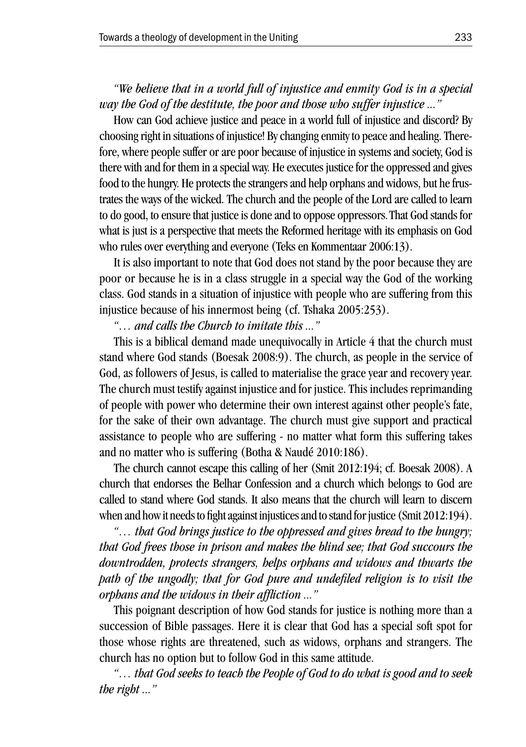*"We believe that in a world full of injustice and enmity God is in a special way the God of the destitute, the poor and those who suffer injustice ..."*

How can God achieve justice and peace in a world full of injustice and discord? By choosing right in situations of injustice! By changing enmity to peace and healing. Therefore, where people suffer or are poor because of injustice in systems and society, God is there with and for them in a special way. He executes justice for the oppressed and gives food to the hungry. He protects the strangers and help orphans and widows, but he frustrates the ways of the wicked. The church and the people of the Lord are called to learn to do good, to ensure that justice is done and to oppose oppressors. That God stands for what is just is a perspective that meets the Reformed heritage with its emphasis on God who rules over everything and everyone (Teks en Kommentaar 2006:13).

It is also important to note that God does not stand by the poor because they are poor or because he is in a class struggle in a special way the God of the working class. God stands in a situation of injustice with people who are suffering from this injustice because of his innermost being (cf. Tshaka 2005:253).

*"… and calls the Church to imitate this ..."*

This is a biblical demand made unequivocally in Article 4 that the church must stand where God stands (Boesak 2008:9). The church, as people in the service of God, as followers of Jesus, is called to materialise the grace year and recovery year. The church must testify against injustice and for justice. This includes reprimanding of people with power who determine their own interest against other people's fate, for the sake of their own advantage. The church must give support and practical assistance to people who are suffering - no matter what form this suffering takes and no matter who is suffering (Botha & Naudé 2010:186).

The church cannot escape this calling of her (Smit 2012:194; cf. Boesak 2008). A church that endorses the Belhar Confession and a church which belongs to God are called to stand where God stands. It also means that the church will learn to discern when and how it needs to fight against injustices and to stand for justice (Smit 2012:194).

*"… that God brings justice to the oppressed and gives bread to the hungry; that God frees those in prison and makes the blind see; that God succours the downtrodden, protects strangers, helps orphans and widows and thwarts the path of the ungodly; that for God pure and undefiled religion is to visit the orphans and the widows in their affliction ..."*

This poignant description of how God stands for justice is nothing more than a succession of Bible passages. Here it is clear that God has a special soft spot for those whose rights are threatened, such as widows, orphans and strangers. The church has no option but to follow God in this same attitude.

*"… that God seeks to teach the People of God to do what is good and to seek the right ..."*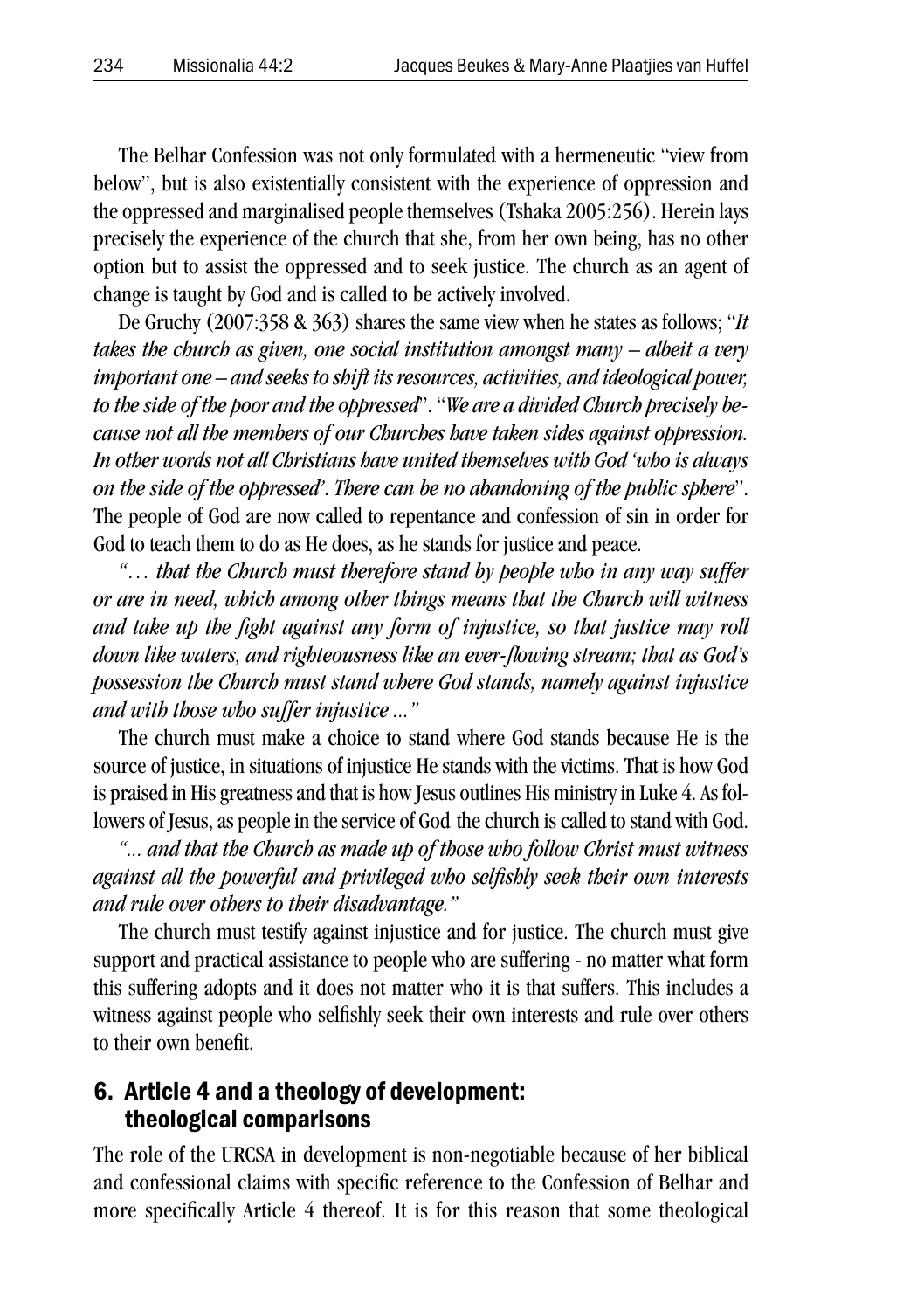The Belhar Confession was not only formulated with a hermeneutic "view from below", but is also existentially consistent with the experience of oppression and the oppressed and marginalised people themselves (Tshaka 2005:256). Herein lays precisely the experience of the church that she, from her own being, has no other option but to assist the oppressed and to seek justice. The church as an agent of change is taught by God and is called to be actively involved.

De Gruchy (2007:358 & 363) shares the same view when he states as follows; "*It takes the church as given, one social institution amongst many – albeit a very important one – and seeks to shift its resources, activities, and ideological power, to the side of the poor and the oppressed*". "*We are a divided Church precisely because not all the members of our Churches have taken sides against oppression. In other words not all Christians have united themselves with God 'who is always on the side of the oppressed'. There can be no abandoning of the public sphere*". The people of God are now called to repentance and confession of sin in order for God to teach them to do as He does, as he stands for justice and peace.

*"… that the Church must therefore stand by people who in any way suffer or are in need, which among other things means that the Church will witness and take up the fight against any form of injustice, so that justice may roll down like waters, and righteousness like an ever-flowing stream; that as God's possession the Church must stand where God stands, namely against injustice and with those who suffer injustice ..."*

The church must make a choice to stand where God stands because He is the source of justice, in situations of injustice He stands with the victims. That is how God is praised in His greatness and that is how Jesus outlines His ministry in Luke 4. As followers of Jesus, as people in the service of God the church is called to stand with God.

*"... and that the Church as made up of those who follow Christ must witness against all the powerful and privileged who selfishly seek their own interests and rule over others to their disadvantage."*

The church must testify against injustice and for justice. The church must give support and practical assistance to people who are suffering - no matter what form this suffering adopts and it does not matter who it is that suffers. This includes a witness against people who selfishly seek their own interests and rule over others to their own benefit.

## 6. Article 4 and a theology of development: theological comparisons

The role of the URCSA in development is non-negotiable because of her biblical and confessional claims with specific reference to the Confession of Belhar and more specifically Article 4 thereof. It is for this reason that some theological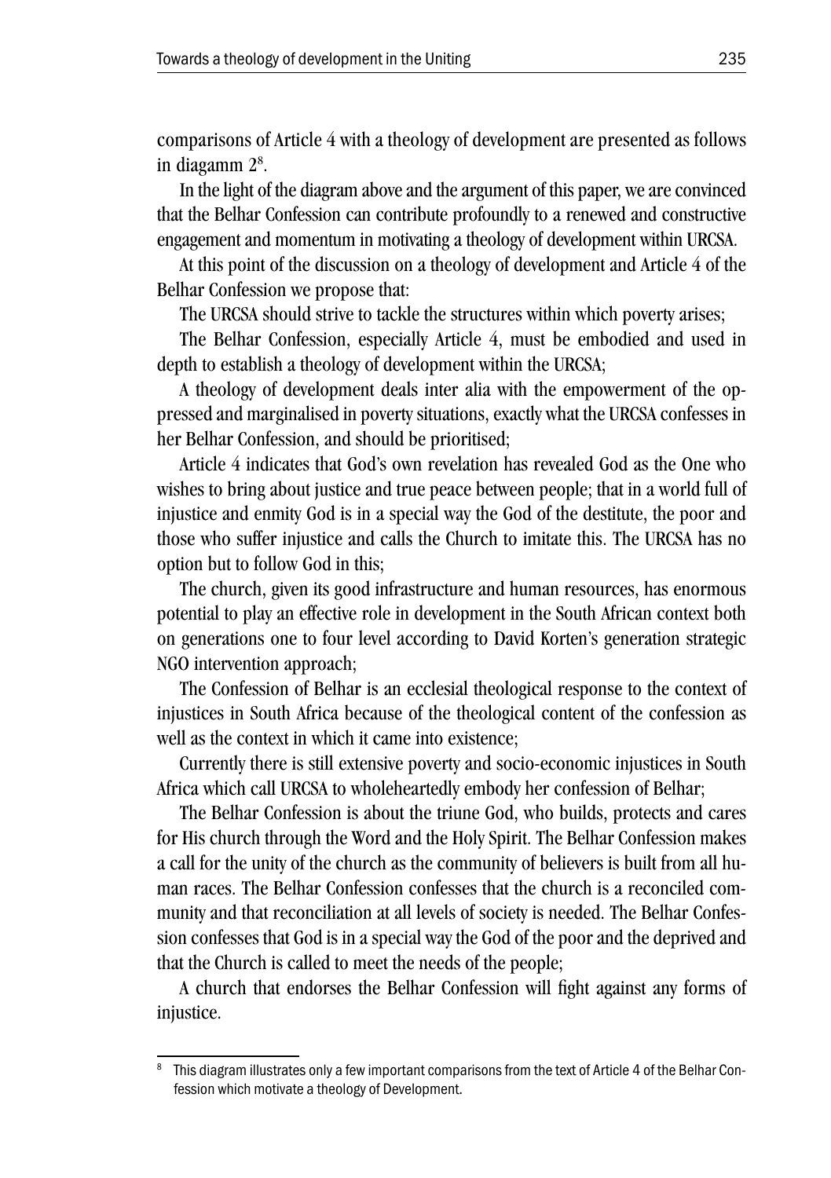comparisons of Article 4 with a theology of development are presented as follows in diagamm 2[8].

In the light of the diagram above and the argument of this paper, we are convinced that the Belhar Confession can contribute profoundly to a renewed and constructive engagement and momentum in motivating a theology of development within URCSA.

At this point of the discussion on a theology of development and Article 4 of the Belhar Confession we propose that:

The URCSA should strive to tackle the structures within which poverty arises;

The Belhar Confession, especially Article 4, must be embodied and used in depth to establish a theology of development within the URCSA;

A theology of development deals inter alia with the empowerment of the oppressed and marginalised in poverty situations, exactly what the URCSA confesses in her Belhar Confession, and should be prioritised;

Article 4 indicates that God's own revelation has revealed God as the One who wishes to bring about justice and true peace between people; that in a world full of injustice and enmity God is in a special way the God of the destitute, the poor and those who suffer injustice and calls the Church to imitate this. The URCSA has no option but to follow God in this;

The church, given its good infrastructure and human resources, has enormous potential to play an effective role in development in the South African context both on generations one to four level according to David Korten's generation strategic NGO intervention approach;

The Confession of Belhar is an ecclesial theological response to the context of injustices in South Africa because of the theological content of the confession as well as the context in which it came into existence;

Currently there is still extensive poverty and socio-economic injustices in South Africa which call URCSA to wholeheartedly embody her confession of Belhar;

The Belhar Confession is about the triune God, who builds, protects and cares for His church through the Word and the Holy Spirit. The Belhar Confession makes a call for the unity of the church as the community of believers is built from all human races. The Belhar Confession confesses that the church is a reconciled community and that reconciliation at all levels of society is needed. The Belhar Confession confesses that God is in a special way the God of the poor and the deprived and that the Church is called to meet the needs of the people;

A church that endorses the Belhar Confession will fight against any forms of injustice.

---

[8] This diagram illustrates only a few important comparisons from the text of Article 4 of the Belhar Confession which motivate a theology of Development.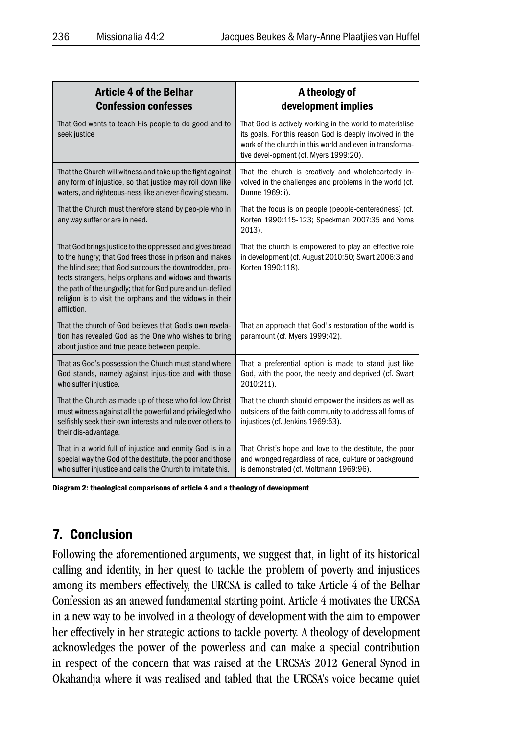| Article 4 of the Belhar Confession confesses | A theology of development implies |
| --- | --- |
| That God wants to teach His people to do good and to seek justice | That God is actively working in the world to materialise its goals. For this reason God is deeply involved in the work of the church in this world and even in transforma-tive devel-opment (cf. Myers 1999:20). |
| That the Church will witness and take up the fight against any form of injustice, so that justice may roll down like waters, and righteous-ness like an ever-flowing stream. | That the church is creatively and wholeheartedly in-volved in the challenges and problems in the world (cf. Dunne 1969: i). |
| That the Church must therefore stand by peo-ple who in any way suffer or are in need. | That the focus is on people (people-centeredness) (cf. Korten 1990:115-123; Speckman 2007:35 and Yoms 2013). |
| That God brings justice to the oppressed and gives bread to the hungry; that God frees those in prison and makes the blind see; that God succours the downtrodden, pro-tects strangers, helps orphans and widows and thwarts the path of the ungodly; that for God pure and un-defiled religion is to visit the orphans and the widows in their affliction. | That the church is empowered to play an effective role in development (cf. August 2010:50; Swart 2006:3 and Korten 1990:118). |
| That the church of God believes that God's own revela-tion has revealed God as the One who wishes to bring about justice and true peace between people. | That an approach that God's restoration of the world is paramount (cf. Myers 1999:42). |
| That as God's possession the Church must stand where God stands, namely against injus-tice and with those who suffer injustice. | That a preferential option is made to stand just like God, with the poor, the needy and deprived (cf. Swart 2010:211). |
| That the Church as made up of those who fol-low Christ must witness against all the powerful and privileged who selfishly seek their own interests and rule over others to their dis-advantage. | That the church should empower the insiders as well as outsiders of the faith community to address all forms of injustices (cf. Jenkins 1969:53). |
| That in a world full of injustice and enmity God is in a special way the God of the destitute, the poor and those who suffer injustice and calls the Church to imitate this. | That Christ's hope and love to the destitute, the poor and wronged regardless of race, cul-ture or background is demonstrated (cf. Moltmann 1969:96). |

**Diagram 2: theological comparisons of article 4 and a theology of development**

## 7. Conclusion

Following the aforementioned arguments, we suggest that, in light of its historical calling and identity, in her quest to tackle the problem of poverty and injustices among its members effectively, the URCSA is called to take Article 4 of the Belhar Confession as an anewed fundamental starting point. Article 4 motivates the URCSA in a new way to be involved in a theology of development with the aim to empower her effectively in her strategic actions to tackle poverty. A theology of development acknowledges the power of the powerless and can make a special contribution in respect of the concern that was raised at the URCSA's 2012 General Synod in Okahandja where it was realised and tabled that the URCSA's voice became quiet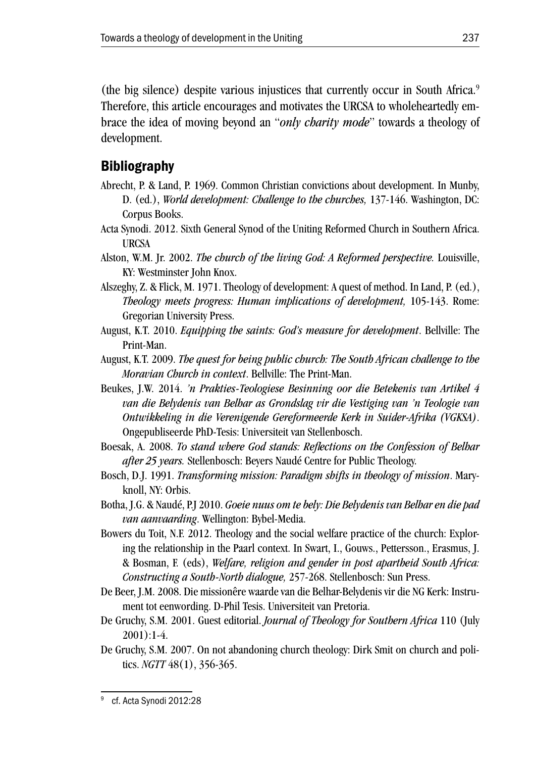(the big silence) despite various injustices that currently occur in South Africa.[9] Therefore, this article encourages and motivates the URCSA to wholeheartedly embrace the idea of moving beyond an "*only charity mode*" towards a theology of development.

## Bibliography

Abrecht, P. & Land, P. 1969. Common Christian convictions about development. In Munby, D. (ed.), *World development: Challenge to the churches,* 137-146. Washington, DC: Corpus Books.

Acta Synodi. 2012. Sixth General Synod of the Uniting Reformed Church in Southern Africa. URCSA

Alston, W.M. Jr. 2002. *The church of the living God: A Reformed perspective.* Louisville, KY: Westminster John Knox.

Alszeghy, Z. & Flick, M. 1971. Theology of development: A quest of method. In Land, P. (ed.), *Theology meets progress: Human implications of development,* 105-143. Rome: Gregorian University Press.

August, K.T. 2010. *Equipping the saints: God's measure for development*. Bellville: The Print-Man.

August, K.T. 2009. *The quest for being public church: The South African challenge to the Moravian Church in context*. Bellville: The Print-Man.

Beukes, J.W. 2014. *'n Prakties-Teologiese Besinning oor die Betekenis van Artikel 4 van die Belydenis van Belhar as Grondslag vir die Vestiging van 'n Teologie van Ontwikkeling in die Verenigende Gereformeerde Kerk in Suider-Afrika (VGKSA)*. Ongepubliseerde PhD-Tesis: Universiteit van Stellenbosch.

Boesak, A. 2008. *To stand where God stands: Reflections on the Confession of Belhar after 25 years.* Stellenbosch: Beyers Naudé Centre for Public Theology.

Bosch, D.J. 1991. *Transforming mission: Paradigm shifts in theology of mission*. Maryknoll, NY: Orbis.

Botha, J.G. & Naudé, P.J 2010. *Goeie nuus om te bely: Die Belydenis van Belhar en die pad van aanvaarding*. Wellington: Bybel-Media.

Bowers du Toit, N.F. 2012. Theology and the social welfare practice of the church: Exploring the relationship in the Paarl context. In Swart, I., Gouws., Pettersson., Erasmus, J. & Bosman, F. (eds), *Welfare, religion and gender in post apartheid South Africa: Constructing a South-North dialogue,* 257-268. Stellenbosch: Sun Press.

De Beer, J.M. 2008. Die missionêre waarde van die Belhar-Belydenis vir die NG Kerk: Instrument tot eenwording. D-Phil Tesis. Universiteit van Pretoria.

De Gruchy, S.M. 2001. Guest editorial. *Journal of Theology for Southern Africa* 110 (July 2001):1-4.

De Gruchy, S.M. 2007. On not abandoning church theology: Dirk Smit on church and politics. *NGTT* 48(1), 356-365.

---

[9] cf. Acta Synodi 2012:28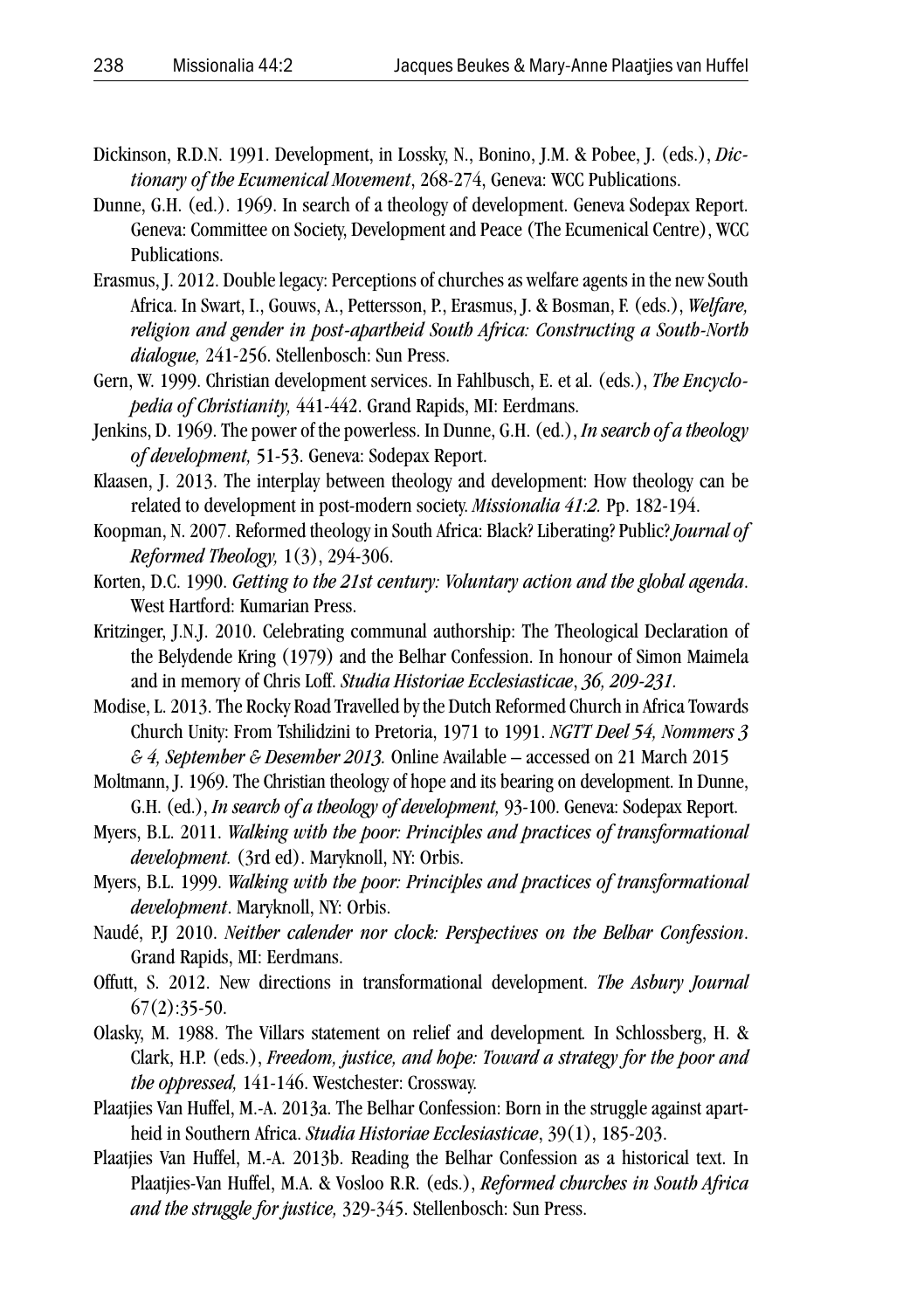Dickinson, R.D.N. 1991. Development, in Lossky, N., Bonino, J.M. & Pobee, J. (eds.), *Dictionary of the Ecumenical Movement*, 268-274, Geneva: WCC Publications.

Dunne, G.H. (ed.). 1969. In search of a theology of development. Geneva Sodepax Report. Geneva: Committee on Society, Development and Peace (The Ecumenical Centre), WCC Publications.

Erasmus, J. 2012. Double legacy: Perceptions of churches as welfare agents in the new South Africa. In Swart, I., Gouws, A., Pettersson, P., Erasmus, J. & Bosman, F. (eds.), *Welfare, religion and gender in post-apartheid South Africa: Constructing a South-North dialogue,* 241-256. Stellenbosch: Sun Press.

Gern, W. 1999. Christian development services. In Fahlbusch, E. et al. (eds.), *The Encyclopedia of Christianity,* 441-442. Grand Rapids, MI: Eerdmans.

Jenkins, D. 1969. The power of the powerless. In Dunne, G.H. (ed.), *In search of a theology of development,* 51-53. Geneva: Sodepax Report.

Klaasen, J. 2013. The interplay between theology and development: How theology can be related to development in post-modern society. *Missionalia 41:2.* Pp. 182-194.

Koopman, N. 2007. Reformed theology in South Africa: Black? Liberating? Public? *Journal of Reformed Theology,* 1(3), 294-306.

Korten, D.C. 1990. *Getting to the 21st century: Voluntary action and the global agenda*. West Hartford: Kumarian Press.

Kritzinger, J.N.J. 2010. Celebrating communal authorship: The Theological Declaration of the Belydende Kring (1979) and the Belhar Confession. In honour of Simon Maimela and in memory of Chris Loff. *Studia Historiae Ecclesiasticae*, *36, 209-231.*

Modise, L. 2013. The Rocky Road Travelled by the Dutch Reformed Church in Africa Towards Church Unity: From Tshilidzini to Pretoria, 1971 to 1991. *NGTT Deel 54, Nommers 3 & 4, September & Desember 2013.* Online Available – accessed on 21 March 2015

Moltmann, J. 1969. The Christian theology of hope and its bearing on development. In Dunne, G.H. (ed.), *In search of a theology of development,* 93-100. Geneva: Sodepax Report.

Myers, B.L. 2011. *Walking with the poor: Principles and practices of transformational development.* (3rd ed). Maryknoll, NY: Orbis.

Myers, B.L. 1999. *Walking with the poor: Principles and practices of transformational development*. Maryknoll, NY: Orbis.

Naudé, P.J 2010. *Neither calender nor clock: Perspectives on the Belhar Confession*. Grand Rapids, MI: Eerdmans.

Offutt, S. 2012. New directions in transformational development. *The Asbury Journal* 67(2):35-50.

Olasky, M. 1988. The Villars statement on relief and development. In Schlossberg, H. & Clark, H.P. (eds.), *Freedom, justice, and hope: Toward a strategy for the poor and the oppressed,* 141-146. Westchester: Crossway.

Plaatjies Van Huffel, M.-A. 2013a. The Belhar Confession: Born in the struggle against apartheid in Southern Africa. *Studia Historiae Ecclesiasticae*, 39(1), 185-203.

Plaatjies Van Huffel, M.-A. 2013b. Reading the Belhar Confession as a historical text. In Plaatjies-Van Huffel, M.A. & Vosloo R.R. (eds.), *Reformed churches in South Africa and the struggle for justice,* 329-345. Stellenbosch: Sun Press.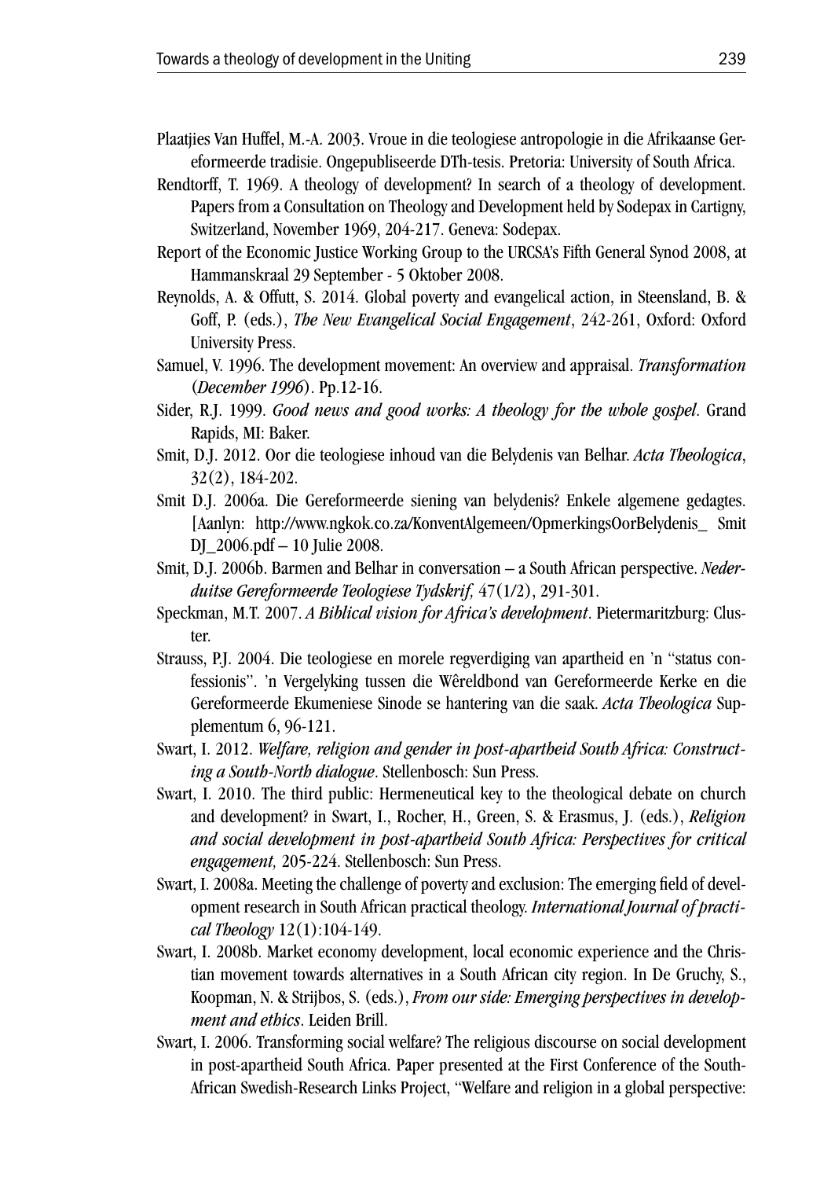Plaatjies Van Huffel, M.-A. 2003. Vroue in die teologiese antropologie in die Afrikaanse Gereformeerde tradisie. Ongepubliseerde DTh-tesis. Pretoria: University of South Africa.

Rendtorff, T. 1969. A theology of development? In search of a theology of development. Papers from a Consultation on Theology and Development held by Sodepax in Cartigny, Switzerland, November 1969, 204-217. Geneva: Sodepax.

Report of the Economic Justice Working Group to the URCSA's Fifth General Synod 2008, at Hammanskraal 29 September - 5 Oktober 2008.

Reynolds, A. & Offutt, S. 2014. Global poverty and evangelical action, in Steensland, B. & Goff, P. (eds.), *The New Evangelical Social Engagement*, 242-261, Oxford: Oxford University Press.

Samuel, V. 1996. The development movement: An overview and appraisal. *Transformation (December 1996)*. Pp.12-16.

Sider, R.J. 1999. *Good news and good works: A theology for the whole gospel*. Grand Rapids, MI: Baker.

Smit, D.J. 2012. Oor die teologiese inhoud van die Belydenis van Belhar. *Acta Theologica*, 32(2), 184-202.

Smit D.J. 2006a. Die Gereformeerde siening van belydenis? Enkele algemene gedagtes. [Aanlyn: http://www.ngkok.co.za/KonventAlgemeen/OpmerkingsOorBelydenis_ Smit DJ_2006.pdf – 10 Julie 2008.

Smit, D.J. 2006b. Barmen and Belhar in conversation – a South African perspective. *Nederduitse Gereformeerde Teologiese Tydskrif*, 47(1/2), 291-301.

Speckman, M.T. 2007. *A Biblical vision for Africa's development*. Pietermaritzburg: Cluster.

Strauss, P.J. 2004. Die teologiese en morele regverdiging van apartheid en 'n "status confessionis". 'n Vergelyking tussen die Wêreldbond van Gereformeerde Kerke en die Gereformeerde Ekumeniese Sinode se hantering van die saak. *Acta Theologica* Supplementum 6, 96-121.

Swart, I. 2012. *Welfare, religion and gender in post-apartheid South Africa: Constructing a South-North dialogue*. Stellenbosch: Sun Press.

Swart, I. 2010. The third public: Hermeneutical key to the theological debate on church and development? in Swart, I., Rocher, H., Green, S. & Erasmus, J. (eds.), *Religion and social development in post-apartheid South Africa: Perspectives for critical engagement,* 205-224. Stellenbosch: Sun Press.

Swart, I. 2008a. Meeting the challenge of poverty and exclusion: The emerging field of development research in South African practical theology. *International Journal of practical Theology* 12(1):104-149.

Swart, I. 2008b. Market economy development, local economic experience and the Christian movement towards alternatives in a South African city region. In De Gruchy, S., Koopman, N. & Strijbos, S. (eds.), *From our side: Emerging perspectives in development and ethics*. Leiden Brill.

Swart, I. 2006. Transforming social welfare? The religious discourse on social development in post-apartheid South Africa. Paper presented at the First Conference of the South-African Swedish-Research Links Project, "Welfare and religion in a global perspective: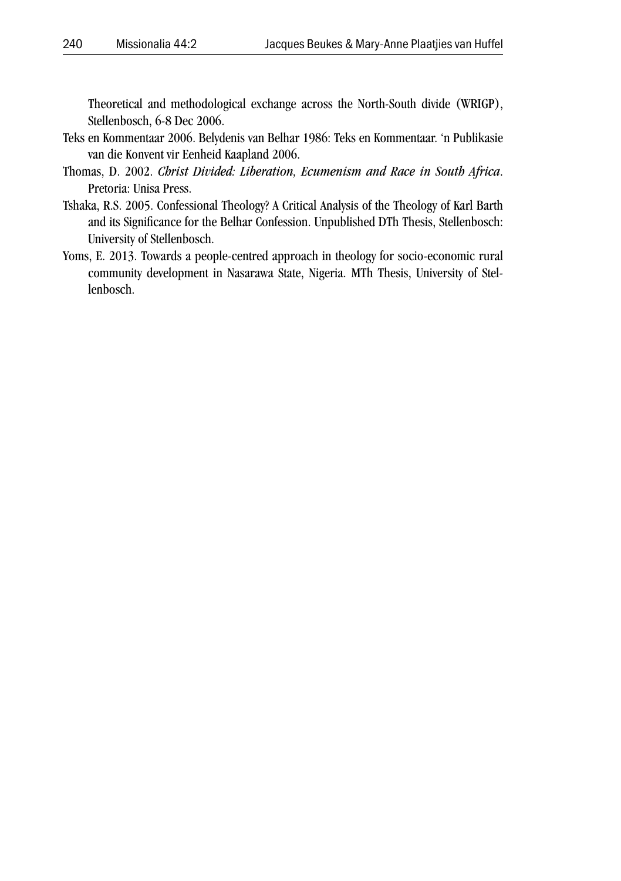Theoretical and methodological exchange across the North-South divide (WRIGP), Stellenbosch, 6-8 Dec 2006.

Teks en Kommentaar 2006. Belydenis van Belhar 1986: Teks en Kommentaar. 'n Publikasie van die Konvent vir Eenheid Kaapland 2006.

Thomas, D. 2002. *Christ Divided: Liberation, Ecumenism and Race in South Africa*. Pretoria: Unisa Press.

Tshaka, R.S. 2005. Confessional Theology? A Critical Analysis of the Theology of Karl Barth and its Significance for the Belhar Confession. Unpublished DTh Thesis, Stellenbosch: University of Stellenbosch.

Yoms, E. 2013. Towards a people-centred approach in theology for socio-economic rural community development in Nasarawa State, Nigeria. MTh Thesis, University of Stellenbosch.